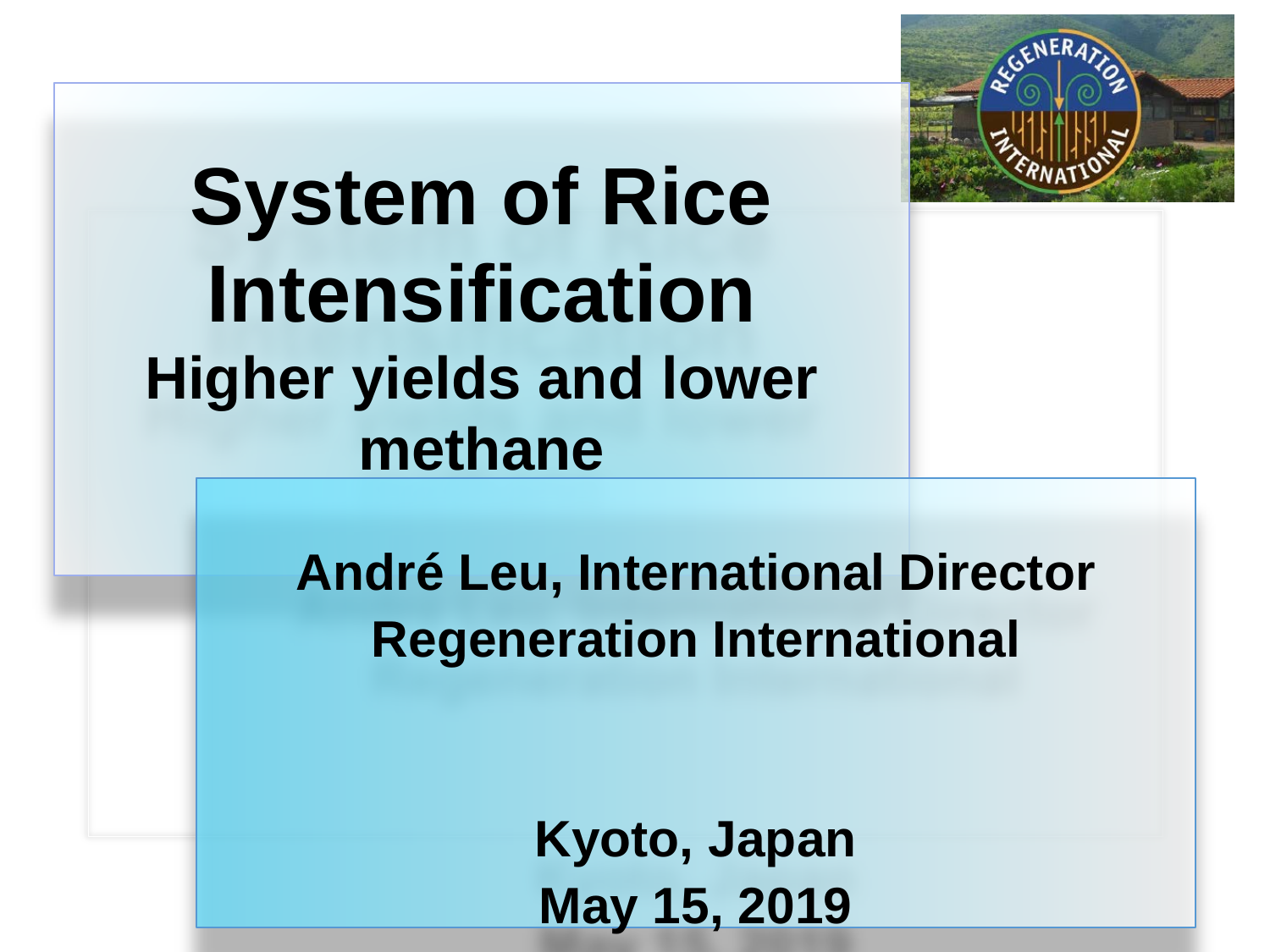# System of Rice Intensification

## Higher yields and lower methane

**André Leu, International Director**
**Regeneration International**

**Kyoto, Japan**
**May 15, 2019**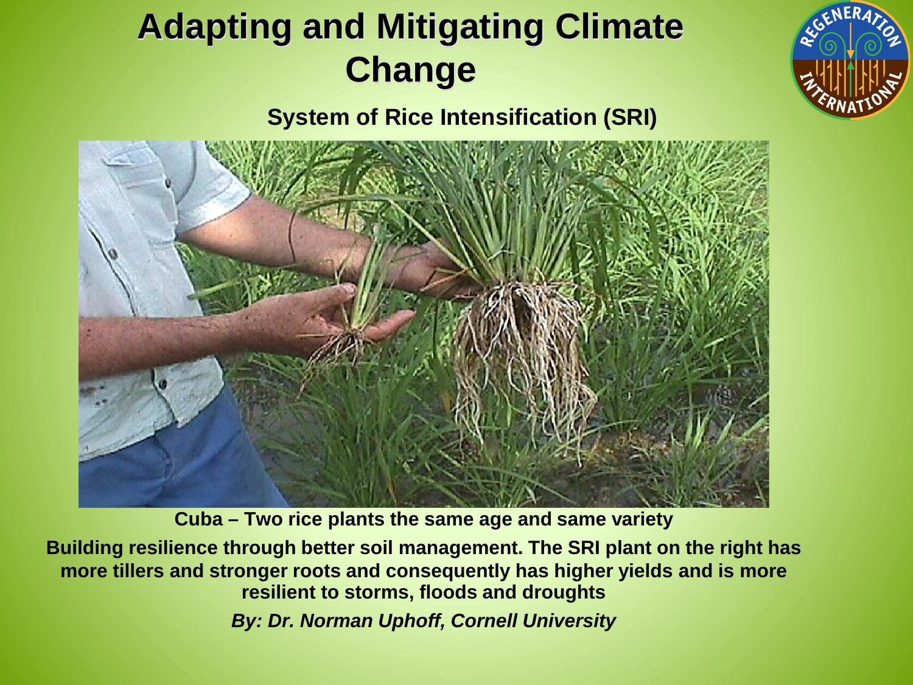# Adapting and Mitigating Climate Change

## System of Rice Intensification (SRI)

**Cuba – Two rice plants the same age and same variety**

**Building resilience through better soil management. The SRI plant on the right has more tillers and stronger roots and consequently has higher yields and is more resilient to storms, floods and droughts**

***By: Dr. Norman Uphoff, Cornell University***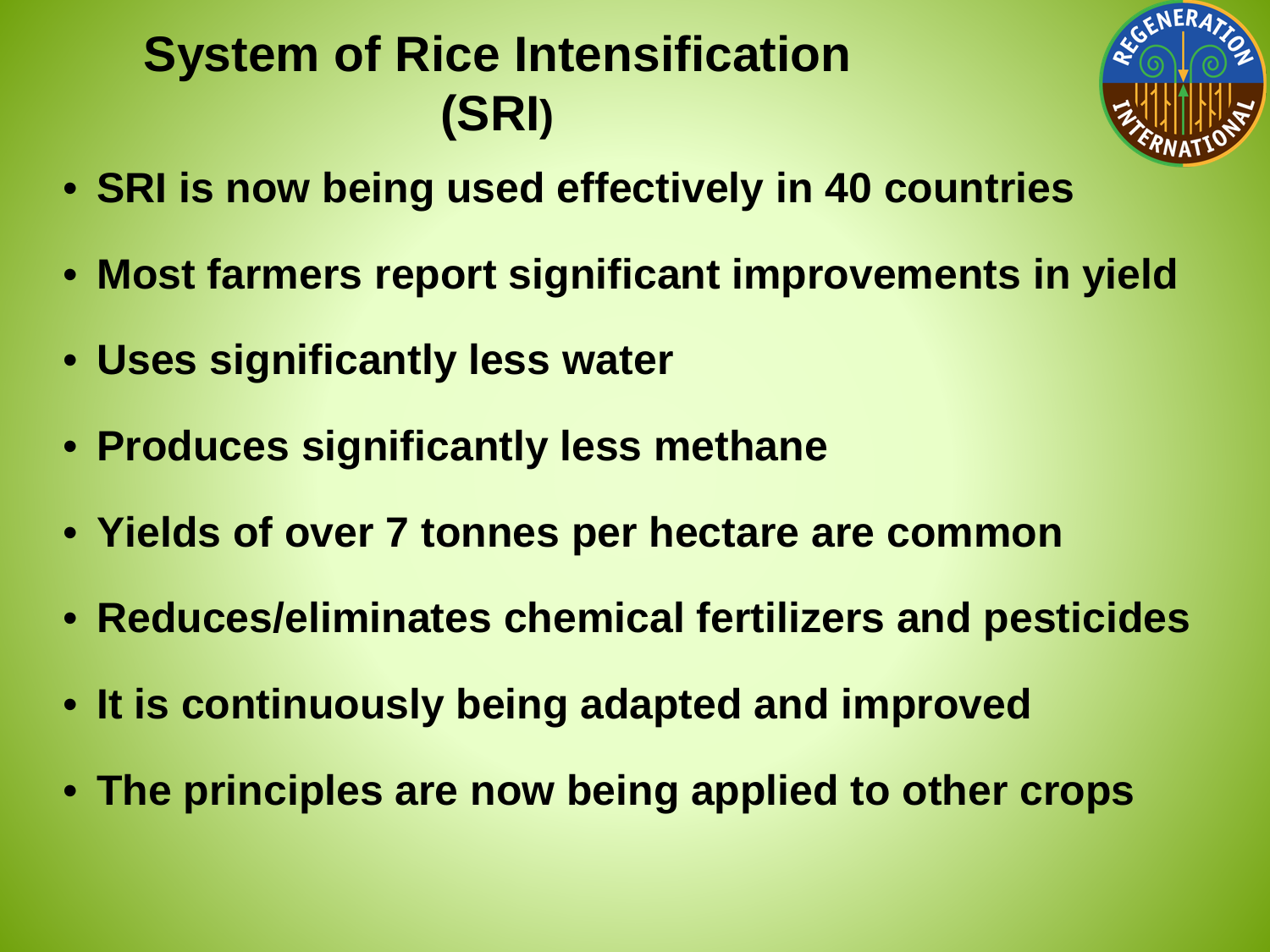# System of Rice Intensification (SRI)

- **SRI is now being used effectively in 40 countries**
- **Most farmers report significant improvements in yield**
- **Uses significantly less water**
- **Produces significantly less methane**
- **Yields of over 7 tonnes per hectare are common**
- **Reduces/eliminates chemical fertilizers and pesticides**
- **It is continuously being adapted and improved**
- **The principles are now being applied to other crops**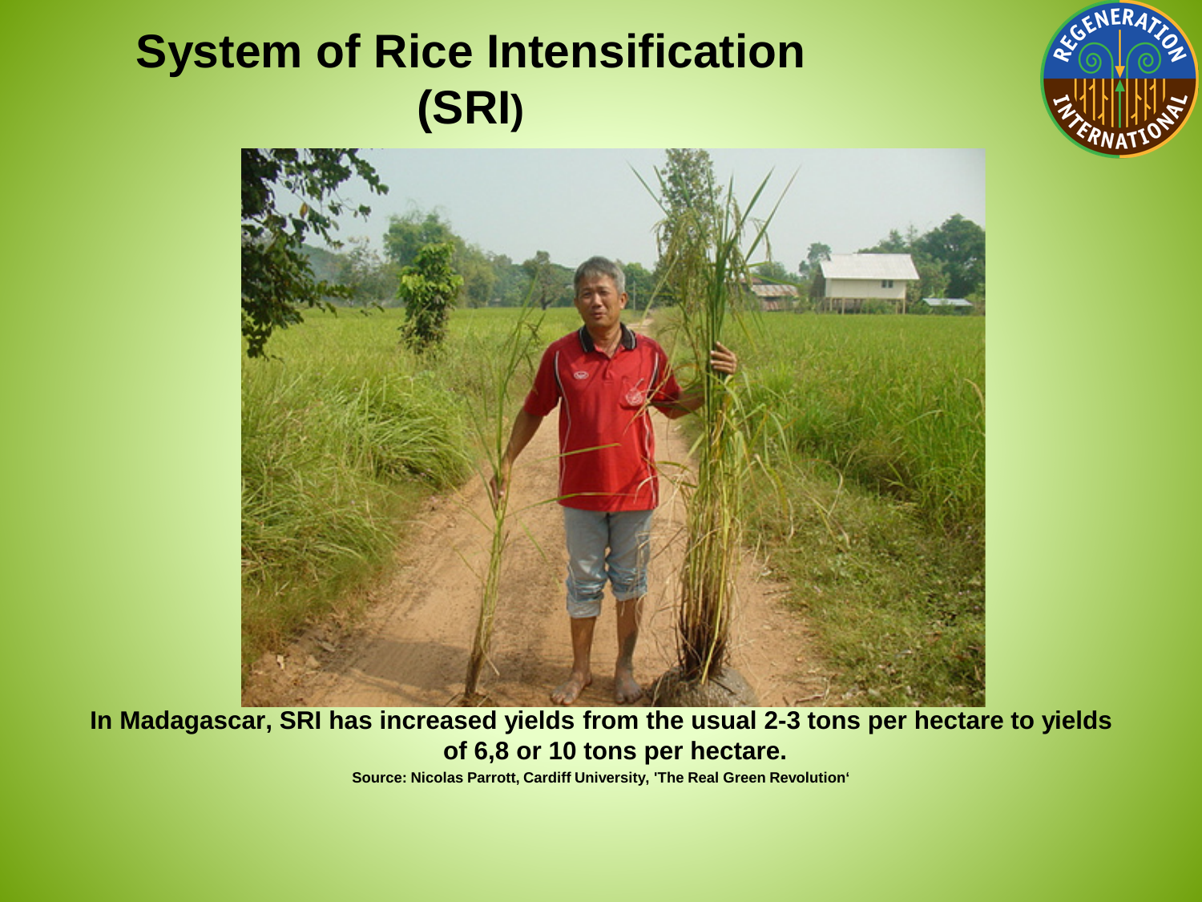# System of Rice Intensification (SRI)

**In Madagascar, SRI has increased yields from the usual 2-3 tons per hectare to yields of 6,8 or 10 tons per hectare.**

**Source: Nicolas Parrott, Cardiff University, 'The Real Green Revolution'**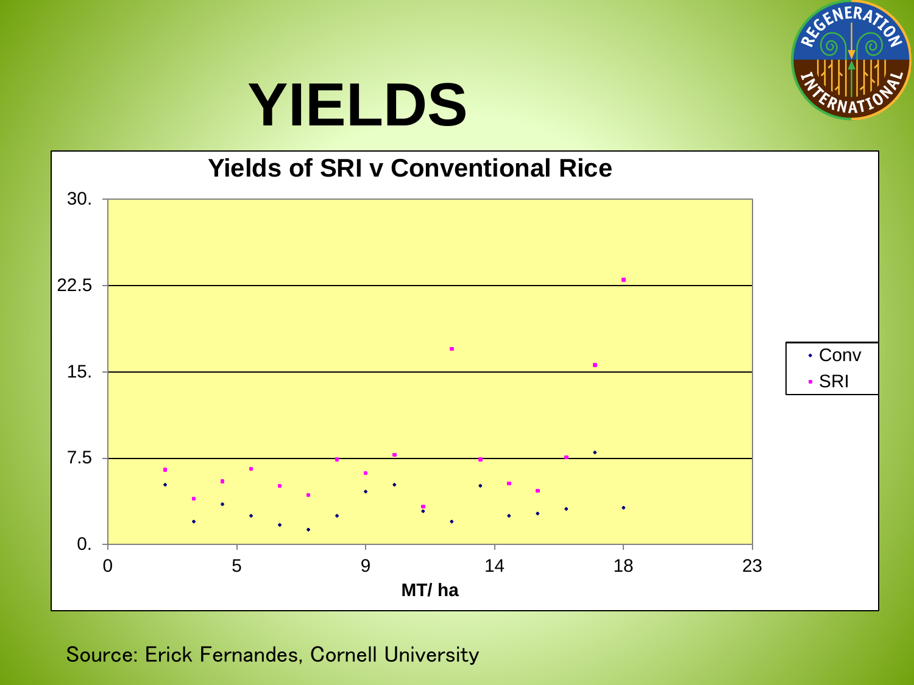# YIELDS

## Yields of SRI v Conventional Rice

Legend: Conv, SRI

Y-axis: 0., 7.5, 15., 22.5, 30.

X-axis: 0, 5, 9, 14, 18, 23

MT/ ha

Source: Erick Fernandes, Cornell University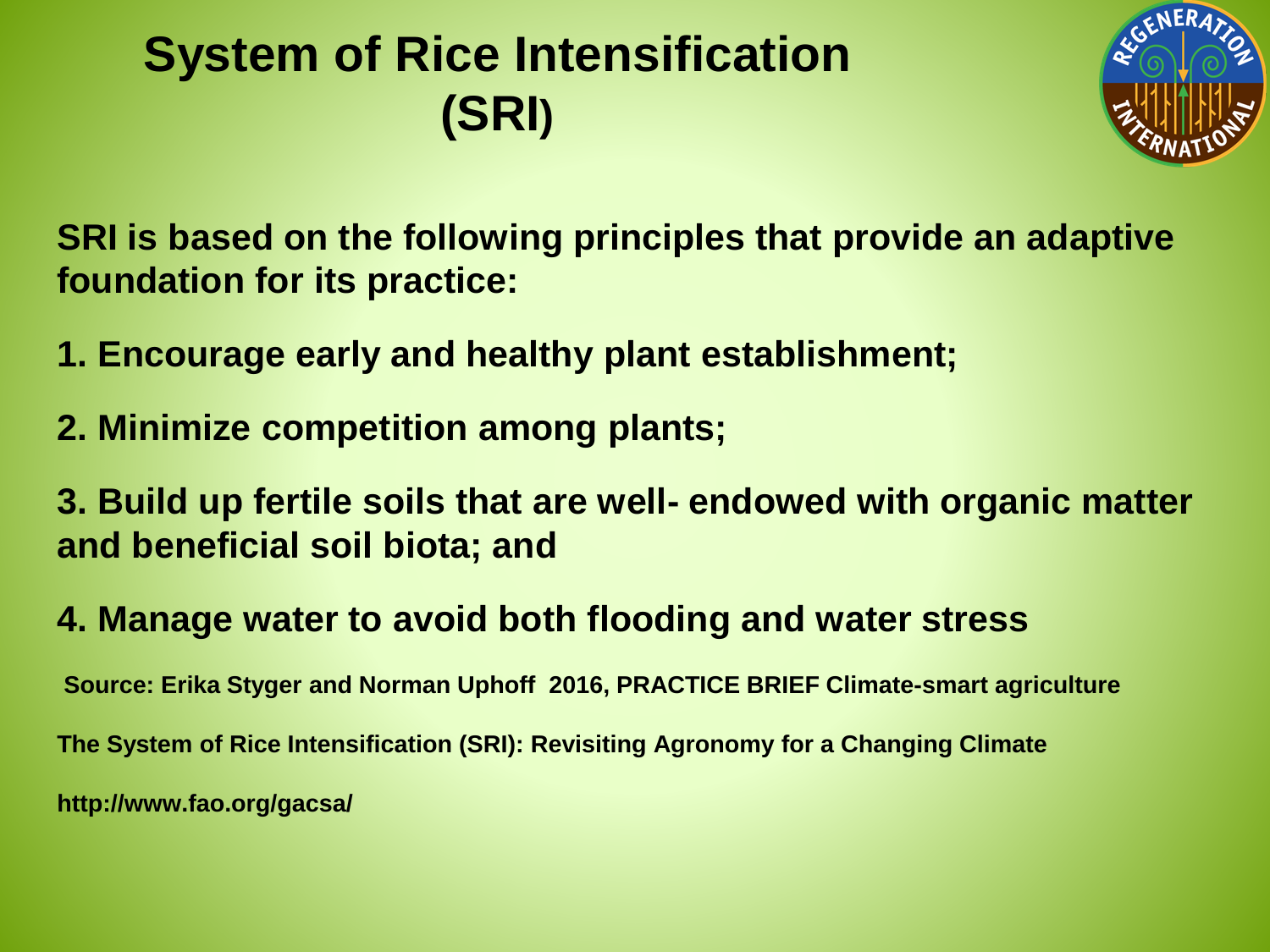# System of Rice Intensification (SRI)

**SRI is based on the following principles that provide an adaptive foundation for its practice:**

**1. Encourage early and healthy plant establishment;**

**2. Minimize competition among plants;**

**3. Build up fertile soils that are well- endowed with organic matter and beneficial soil biota; and**

**4. Manage water to avoid both flooding and water stress**

**Source: Erika Styger and Norman Uphoff 2016, PRACTICE BRIEF Climate-smart agriculture**

**The System of Rice Intensification (SRI): Revisiting Agronomy for a Changing Climate**

**http://www.fao.org/gacsa/**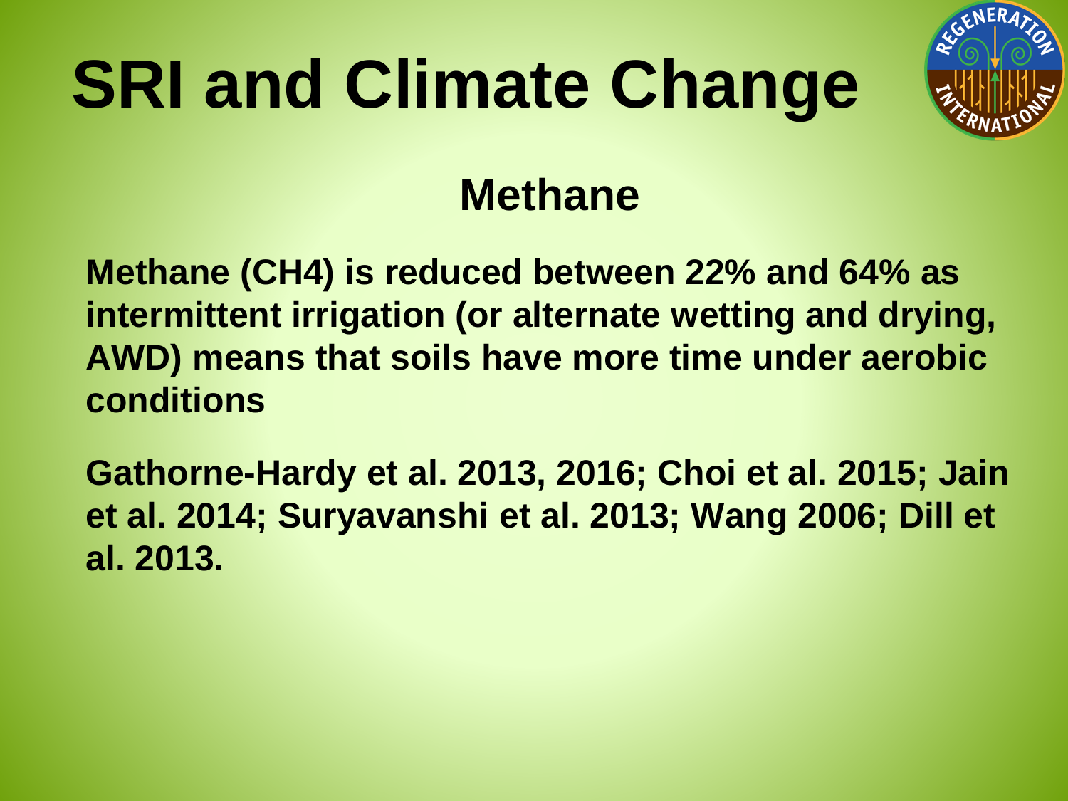# SRI and Climate Change

## Methane

**Methane ($CH_4$) is reduced between 22% and 64% as intermittent irrigation (or alternate wetting and drying, AWD) means that soils have more time under aerobic conditions**

**Gathorne-Hardy et al. 2013, 2016; Choi et al. 2015; Jain et al. 2014; Suryavanshi et al. 2013; Wang 2006; Dill et al. 2013.**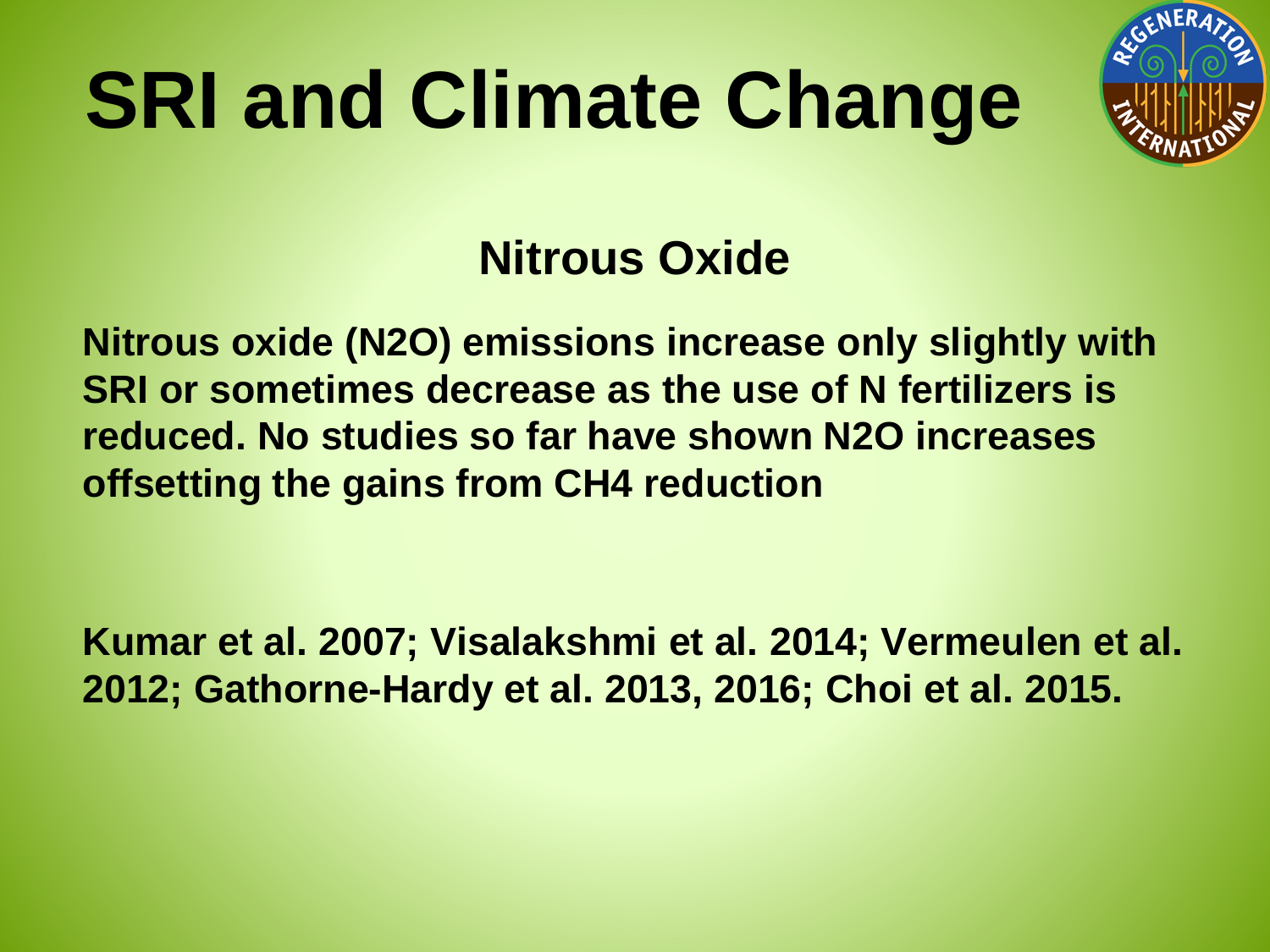# SRI and Climate Change

## Nitrous Oxide

**Nitrous oxide ($N_2O$) emissions increase only slightly with SRI or sometimes decrease as the use of N fertilizers is reduced. No studies so far have shown $N_2O$ increases offsetting the gains from $CH_4$ reduction**

**Kumar et al. 2007; Visalakshmi et al. 2014; Vermeulen et al. 2012; Gathorne-Hardy et al. 2013, 2016; Choi et al. 2015.**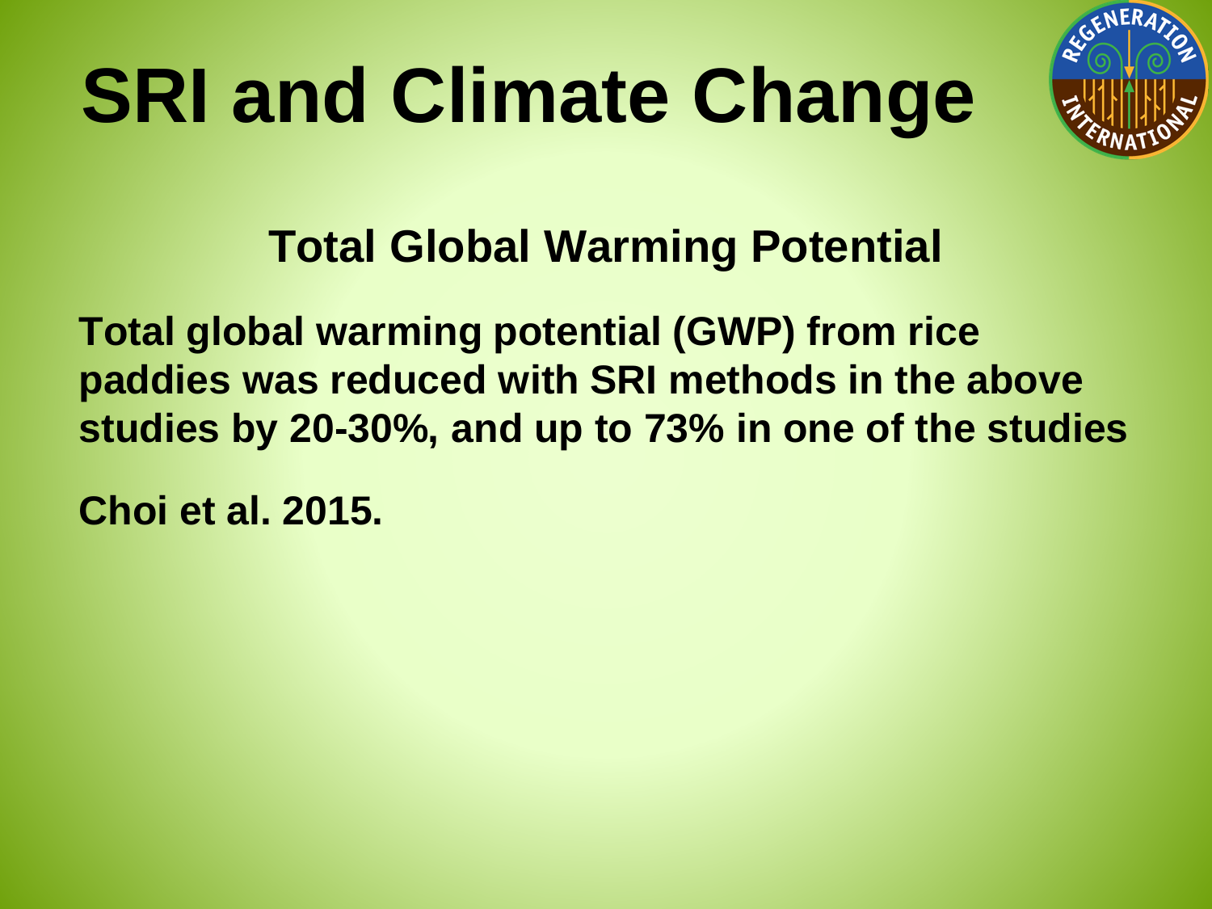# SRI and Climate Change

## Total Global Warming Potential

**Total global warming potential (GWP) from rice paddies was reduced with SRI methods in the above studies by 20-30%, and up to 73% in one of the studies**

**Choi et al. 2015.**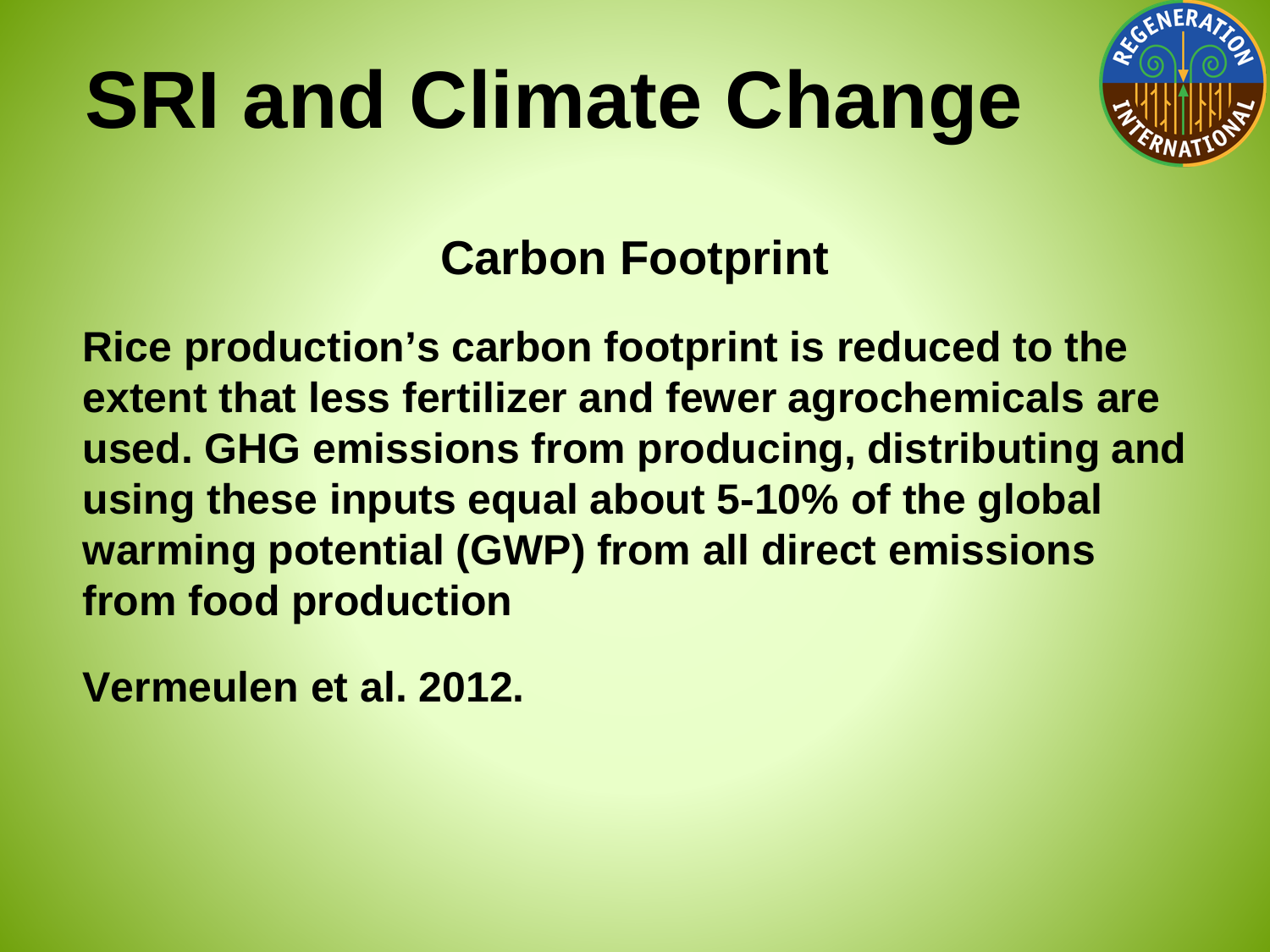# SRI and Climate Change

## Carbon Footprint

**Rice production's carbon footprint is reduced to the extent that less fertilizer and fewer agrochemicals are used. GHG emissions from producing, distributing and using these inputs equal about 5-10% of the global warming potential (GWP) from all direct emissions from food production**

**Vermeulen et al. 2012.**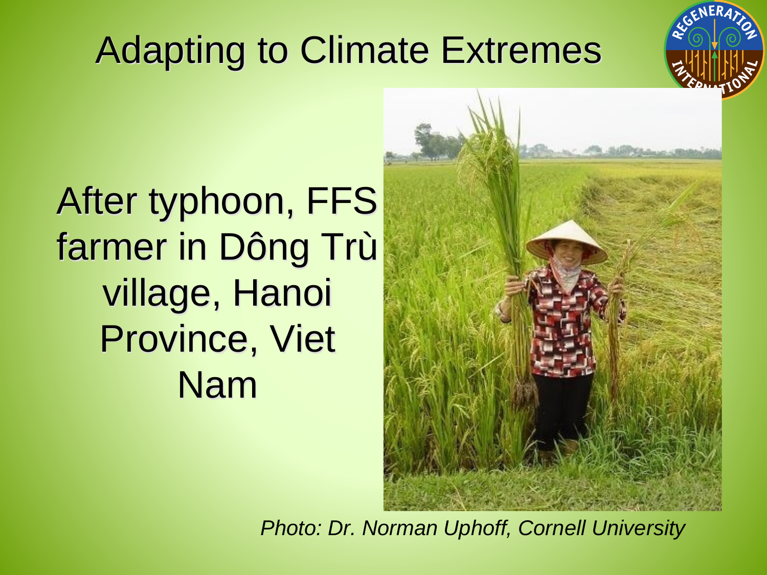# Adapting to Climate Extremes

After typhoon, FFS farmer in Dông Trù village, Hanoi Province, Viet Nam

*Photo: Dr. Norman Uphoff, Cornell University*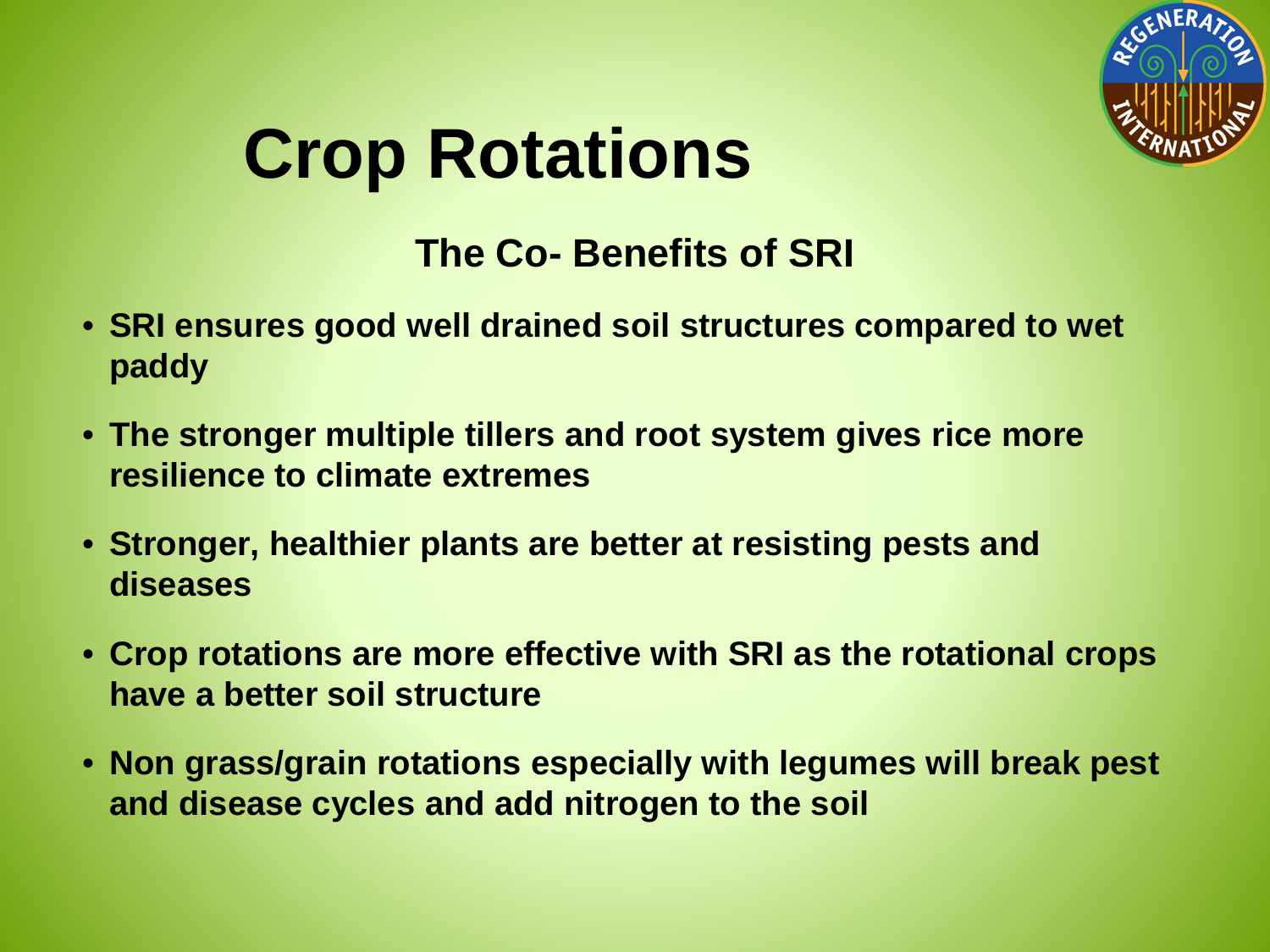# Crop Rotations

## The Co- Benefits of SRI

- **SRI ensures good well drained soil structures compared to wet paddy**
- **The stronger multiple tillers and root system gives rice more resilience to climate extremes**
- **Stronger, healthier plants are better at resisting pests and diseases**
- **Crop rotations are more effective with SRI as the rotational crops have a better soil structure**
- **Non grass/grain rotations especially with legumes will break pest and disease cycles and add nitrogen to the soil**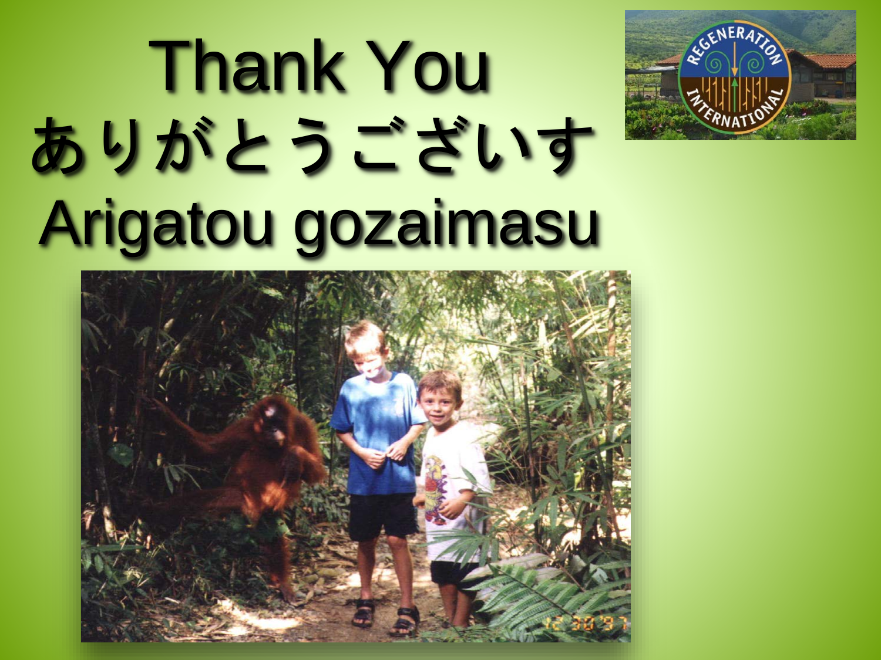# Thank You
# ありがとうございす
# Arigatou gozaimasu